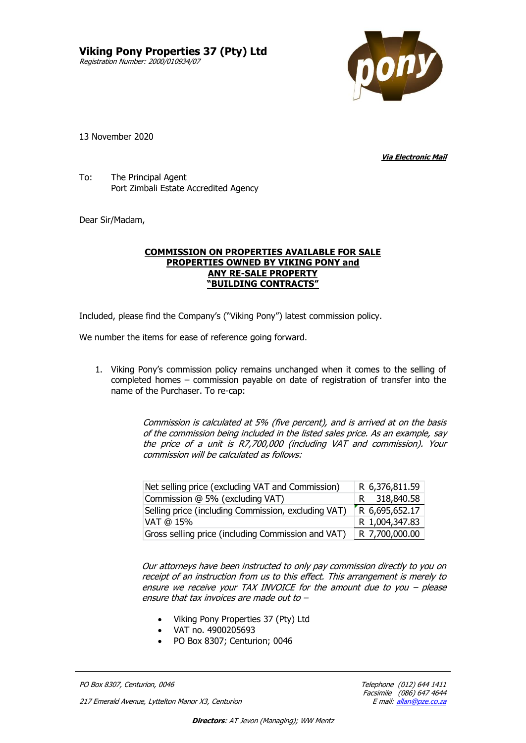# Viking Pony Properties 37 (Pty) Ltd

*Registration Number: 2000/010934/07*

13 November 2020

***Via Electronic Mail***

To: The Principal Agent
Port Zimbali Estate Accredited Agency

Dear Sir/Madam,

**COMMISSION ON PROPERTIES AVAILABLE FOR SALE**
**PROPERTIES OWNED BY VIKING PONY and**
**ANY RE-SALE PROPERTY**
**"BUILDING CONTRACTS"**

Included, please find the Company's ("Viking Pony") latest commission policy.

We number the items for ease of reference going forward.

1. Viking Pony's commission policy remains unchanged when it comes to the selling of completed homes – commission payable on date of registration of transfer into the name of the Purchaser. To re-cap:

   *Commission is calculated at 5% (five percent), and is arrived at on the basis of the commission being included in the listed sales price. As an example, say the price of a unit is R7,700,000 (including VAT and commission). Your commission will be calculated as follows:*

   | | |
   |---|---|
   | Net selling price (excluding VAT and Commission) | R 6,376,811.59 |
   | Commission @ 5% (excluding VAT) | R 318,840.58 |
   | Selling price (including Commission, excluding VAT) | R 6,695,652.17 |
   | VAT @ 15% | R 1,004,347.83 |
   | Gross selling price (including Commission and VAT) | R 7,700,000.00 |

   *Our attorneys have been instructed to only pay commission directly to you on receipt of an instruction from us to this effect. This arrangement is merely to ensure we receive your TAX INVOICE for the amount due to you – please ensure that tax invoices are made out to –*

   - Viking Pony Properties 37 (Pty) Ltd
   - VAT no. 4900205693
   - PO Box 8307; Centurion; 0046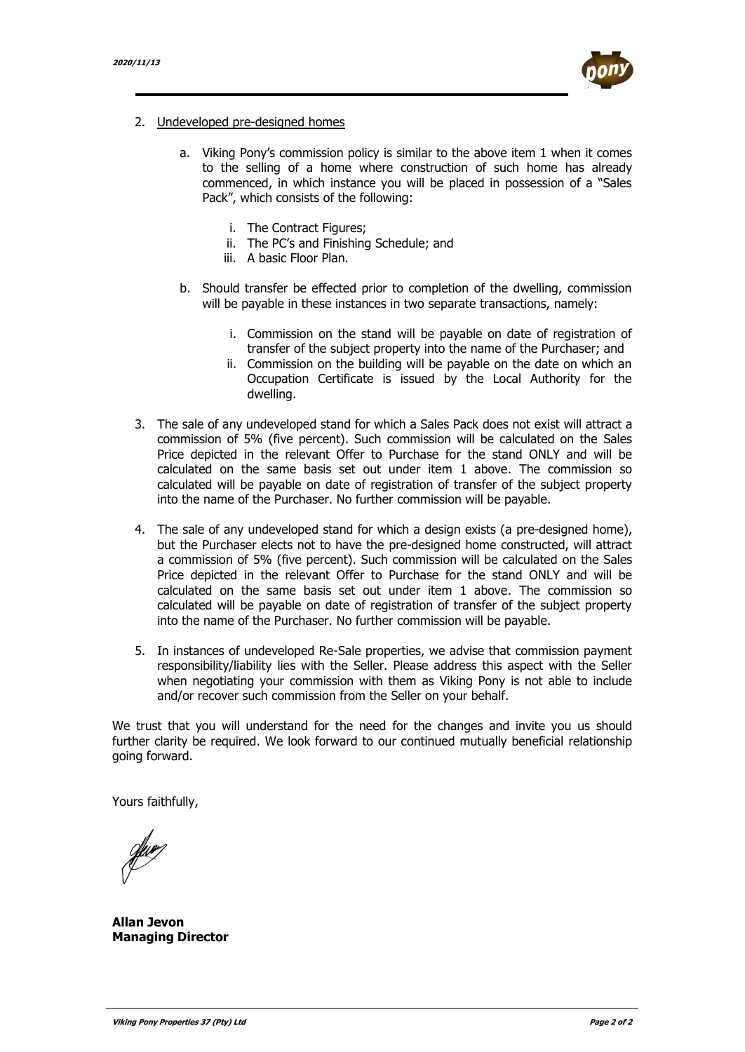2. Undeveloped pre-designed homes

    a. Viking Pony's commission policy is similar to the above item 1 when it comes to the selling of a home where construction of such home has already commenced, in which instance you will be placed in possession of a "Sales Pack", which consists of the following:

        i. The Contract Figures;
        ii. The PC's and Finishing Schedule; and
        iii. A basic Floor Plan.

    b. Should transfer be effected prior to completion of the dwelling, commission will be payable in these instances in two separate transactions, namely:

        i. Commission on the stand will be payable on date of registration of transfer of the subject property into the name of the Purchaser; and
        ii. Commission on the building will be payable on the date on which an Occupation Certificate is issued by the Local Authority for the dwelling.

3. The sale of any undeveloped stand for which a Sales Pack does not exist will attract a commission of 5% (five percent). Such commission will be calculated on the Sales Price depicted in the relevant Offer to Purchase for the stand ONLY and will be calculated on the same basis set out under item 1 above. The commission so calculated will be payable on date of registration of transfer of the subject property into the name of the Purchaser. No further commission will be payable.

4. The sale of any undeveloped stand for which a design exists (a pre-designed home), but the Purchaser elects not to have the pre-designed home constructed, will attract a commission of 5% (five percent). Such commission will be calculated on the Sales Price depicted in the relevant Offer to Purchase for the stand ONLY and will be calculated on the same basis set out under item 1 above. The commission so calculated will be payable on date of registration of transfer of the subject property into the name of the Purchaser. No further commission will be payable.

5. In instances of undeveloped Re-Sale properties, we advise that commission payment responsibility/liability lies with the Seller. Please address this aspect with the Seller when negotiating your commission with them as Viking Pony is not able to include and/or recover such commission from the Seller on your behalf.

We trust that you will understand for the need for the changes and invite you us should further clarity be required. We look forward to our continued mutually beneficial relationship going forward.

Yours faithfully,

**Allan Jevon**
**Managing Director**